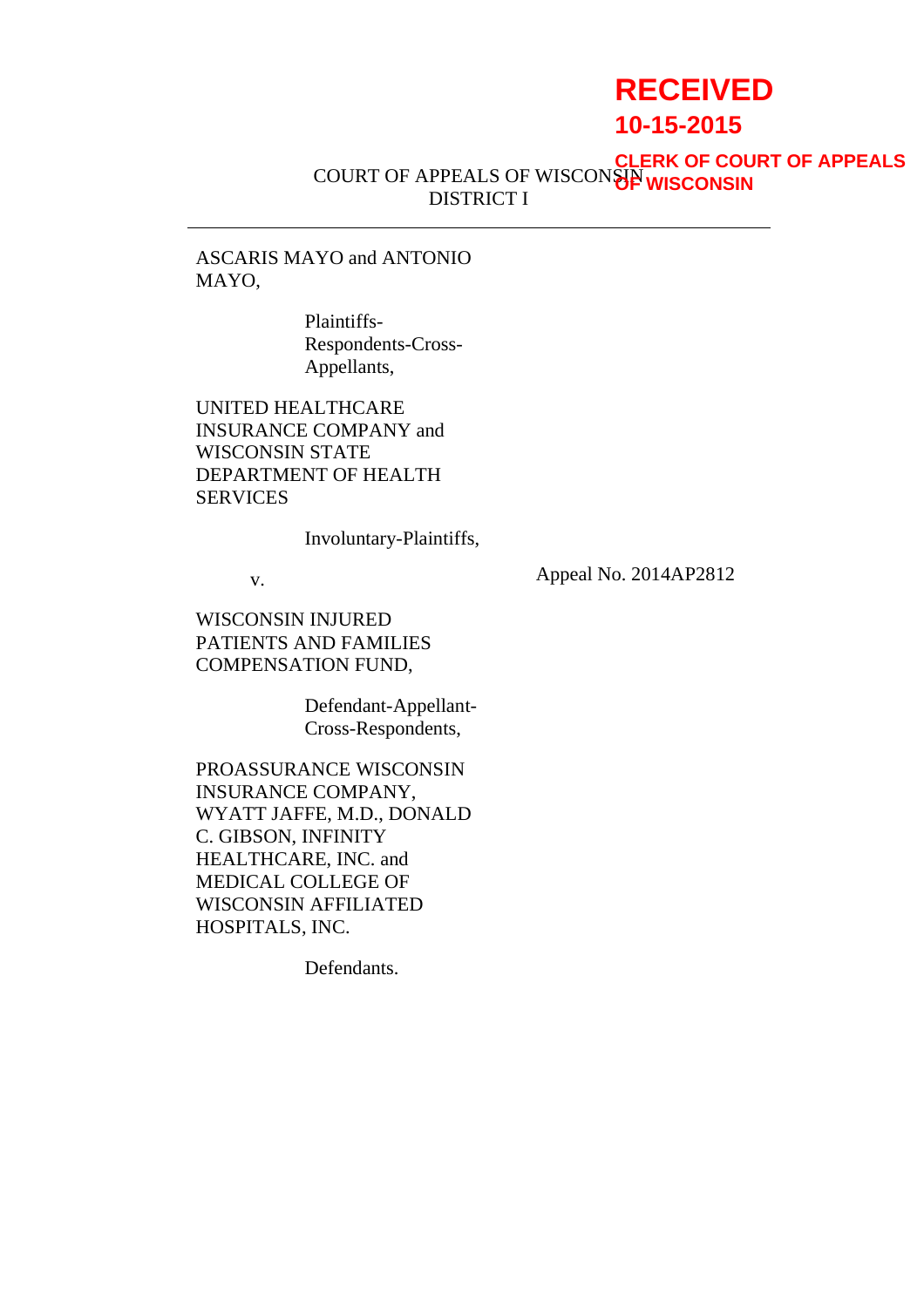**RECEIVED**
**10-15-2015**
**CLERK OF COURT OF APPEALS OF WISCONSIN**

COURT OF APPEALS OF WISCONSIN
DISTRICT I

---

ASCARIS MAYO and ANTONIO MAYO,

Plaintiffs-Respondents-Cross-Appellants,

UNITED HEALTHCARE INSURANCE COMPANY and WISCONSIN STATE DEPARTMENT OF HEALTH SERVICES

Involuntary-Plaintiffs,

v. Appeal No. 2014AP2812

WISCONSIN INJURED PATIENTS AND FAMILIES COMPENSATION FUND,

Defendant-Appellant-Cross-Respondents,

PROASSURANCE WISCONSIN INSURANCE COMPANY, WYATT JAFFE, M.D., DONALD C. GIBSON, INFINITY HEALTHCARE, INC. and MEDICAL COLLEGE OF WISCONSIN AFFILIATED HOSPITALS, INC.

Defendants.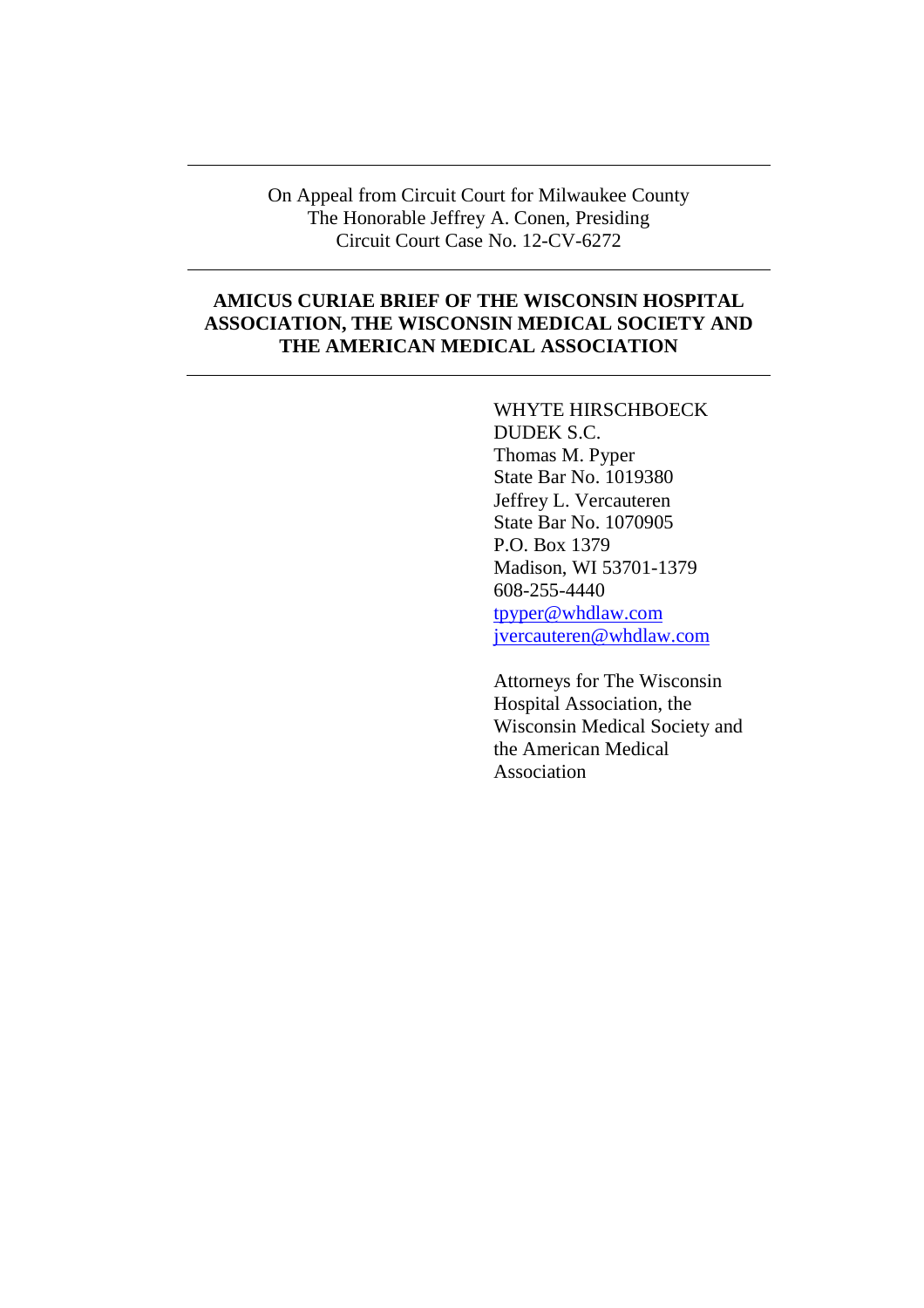---

On Appeal from Circuit Court for Milwaukee County
The Honorable Jeffrey A. Conen, Presiding
Circuit Court Case No. 12-CV-6272

---

**AMICUS CURIAE BRIEF OF THE WISCONSIN HOSPITAL ASSOCIATION, THE WISCONSIN MEDICAL SOCIETY AND THE AMERICAN MEDICAL ASSOCIATION**

---

WHYTE HIRSCHBOECK DUDEK S.C.
Thomas M. Pyper
State Bar No. 1019380
Jeffrey L. Vercauteren
State Bar No. 1070905
P.O. Box 1379
Madison, WI 53701-1379
608-255-4440
tpyper@whdlaw.com
jvercauteren@whdlaw.com

Attorneys for The Wisconsin Hospital Association, the Wisconsin Medical Society and the American Medical Association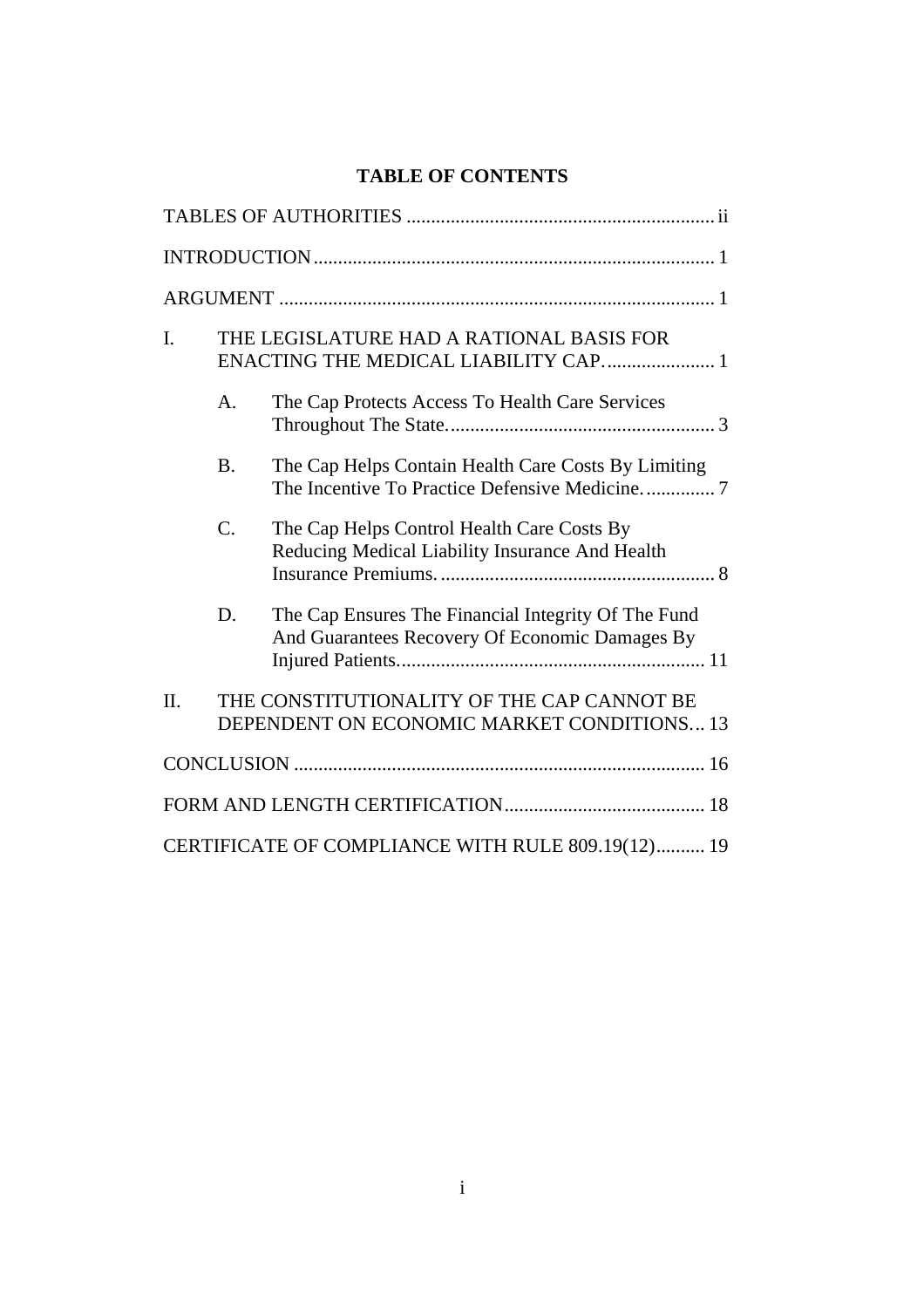**TABLE OF CONTENTS**

TABLES OF AUTHORITIES ............................................................... ii

INTRODUCTION ................................................................................. 1

ARGUMENT ......................................................................................... 1

I. THE LEGISLATURE HAD A RATIONAL BASIS FOR ENACTING THE MEDICAL LIABILITY CAP. ...................... 1

   A. The Cap Protects Access To Health Care Services Throughout The State. ...................................................... 3

   B. The Cap Helps Contain Health Care Costs By Limiting The Incentive To Practice Defensive Medicine. .............. 7

   C. The Cap Helps Control Health Care Costs By Reducing Medical Liability Insurance And Health Insurance Premiums. ........................................................ 8

   D. The Cap Ensures The Financial Integrity Of The Fund And Guarantees Recovery Of Economic Damages By Injured Patients. .............................................................. 11

II. THE CONSTITUTIONALITY OF THE CAP CANNOT BE DEPENDENT ON ECONOMIC MARKET CONDITIONS... 13

CONCLUSION .................................................................................... 16

FORM AND LENGTH CERTIFICATION ......................................... 18

CERTIFICATE OF COMPLIANCE WITH RULE 809.19(12).......... 19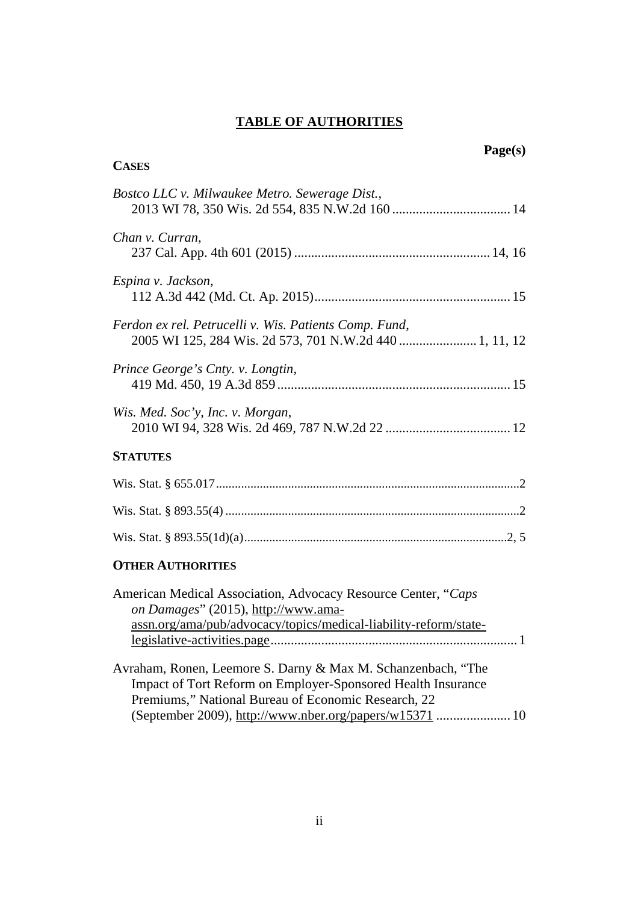# TABLE OF AUTHORITIES

**Page(s)**

**CASES**

*Bostco LLC v. Milwaukee Metro. Sewerage Dist.*,
2013 WI 78, 350 Wis. 2d 554, 835 N.W.2d 160 .................................. 14

*Chan v. Curran*,
237 Cal. App. 4th 601 (2015) ........................................................ 14, 16

*Espina v. Jackson*,
112 A.3d 442 (Md. Ct. Ap. 2015)......................................................... 15

*Ferdon ex rel. Petrucelli v. Wis. Patients Comp. Fund*,
2005 WI 125, 284 Wis. 2d 573, 701 N.W.2d 440 ...................... 1, 11, 12

*Prince George's Cnty. v. Longtin*,
419 Md. 450, 19 A.3d 859 ..................................................................... 15

*Wis. Med. Soc'y, Inc. v. Morgan*,
2010 WI 94, 328 Wis. 2d 469, 787 N.W.2d 22 .................................... 12

**STATUTES**

Wis. Stat. § 655.017...............................................................................................2

Wis. Stat. § 893.55(4) ............................................................................................2

Wis. Stat. § 893.55(1d)(a)...................................................................................2, 5

**OTHER AUTHORITIES**

American Medical Association, Advocacy Resource Center, "*Caps on Damages*" (2015), http://www.ama-assn.org/ama/pub/advocacy/topics/medical-liability-reform/state-legislative-activities.page........................................................................ 1

Avraham, Ronen, Leemore S. Darny & Max M. Schanzenbach, "The Impact of Tort Reform on Employer-Sponsored Health Insurance Premiums," National Bureau of Economic Research, 22 (September 2009), http://www.nber.org/papers/w15371 ..................... 10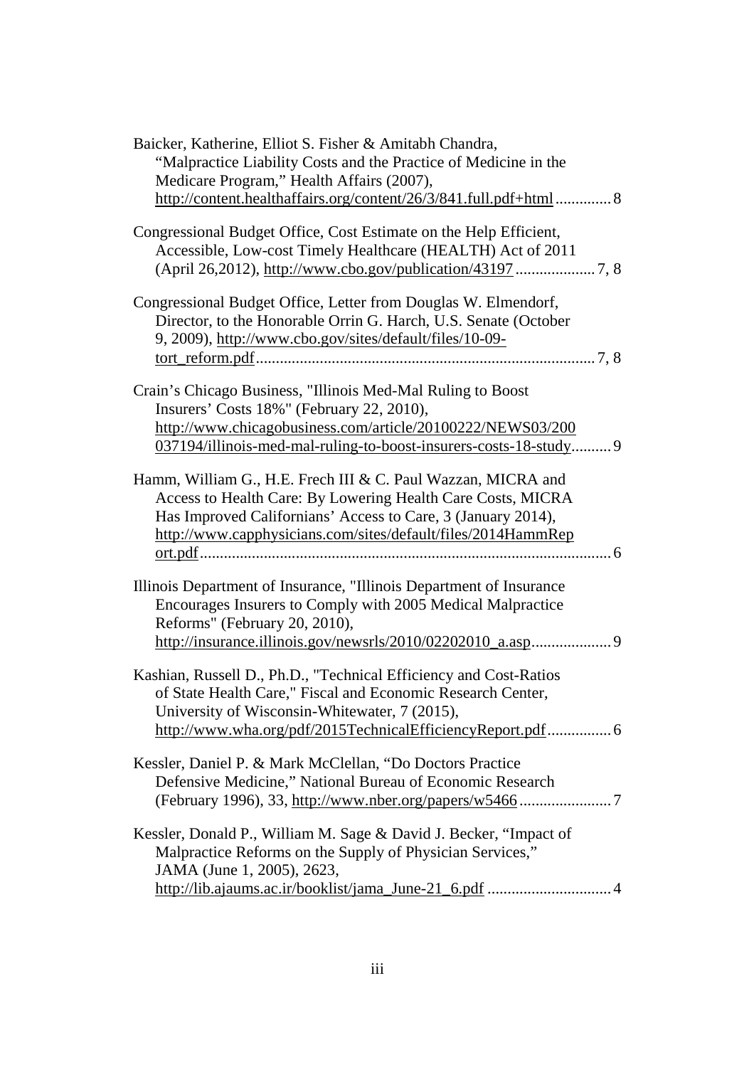Baicker, Katherine, Elliot S. Fisher & Amitabh Chandra, "Malpractice Liability Costs and the Practice of Medicine in the Medicare Program," Health Affairs (2007), http://content.healthaffairs.org/content/26/3/841.full.pdf+html .............. 8

Congressional Budget Office, Cost Estimate on the Help Efficient, Accessible, Low-cost Timely Healthcare (HEALTH) Act of 2011 (April 26,2012), http://www.cbo.gov/publication/43197 .................... 7, 8

Congressional Budget Office, Letter from Douglas W. Elmendorf, Director, to the Honorable Orrin G. Harch, U.S. Senate (October 9, 2009), http://www.cbo.gov/sites/default/files/10-09-tort_reform.pdf..................................................................................... 7, 8

Crain's Chicago Business, "Illinois Med-Mal Ruling to Boost Insurers' Costs 18%" (February 22, 2010), http://www.chicagobusiness.com/article/20100222/NEWS03/200037194/illinois-med-mal-ruling-to-boost-insurers-costs-18-study.......... 9

Hamm, William G., H.E. Frech III & C. Paul Wazzan, MICRA and Access to Health Care: By Lowering Health Care Costs, MICRA Has Improved Californians' Access to Care, 3 (January 2014), http://www.capphysicians.com/sites/default/files/2014HammReport.pdf....................................................................................................... 6

Illinois Department of Insurance, "Illinois Department of Insurance Encourages Insurers to Comply with 2005 Medical Malpractice Reforms" (February 20, 2010), http://insurance.illinois.gov/newsrls/2010/02202010_a.asp.................... 9

Kashian, Russell D., Ph.D., "Technical Efficiency and Cost-Ratios of State Health Care," Fiscal and Economic Research Center, University of Wisconsin-Whitewater, 7 (2015), http://www.wha.org/pdf/2015TechnicalEfficiencyReport.pdf................ 6

Kessler, Daniel P. & Mark McClellan, "Do Doctors Practice Defensive Medicine," National Bureau of Economic Research (February 1996), 33, http://www.nber.org/papers/w5466....................... 7

Kessler, Donald P., William M. Sage & David J. Becker, "Impact of Malpractice Reforms on the Supply of Physician Services," JAMA (June 1, 2005), 2623, http://lib.ajaums.ac.ir/booklist/jama_June-21_6.pdf ............................... 4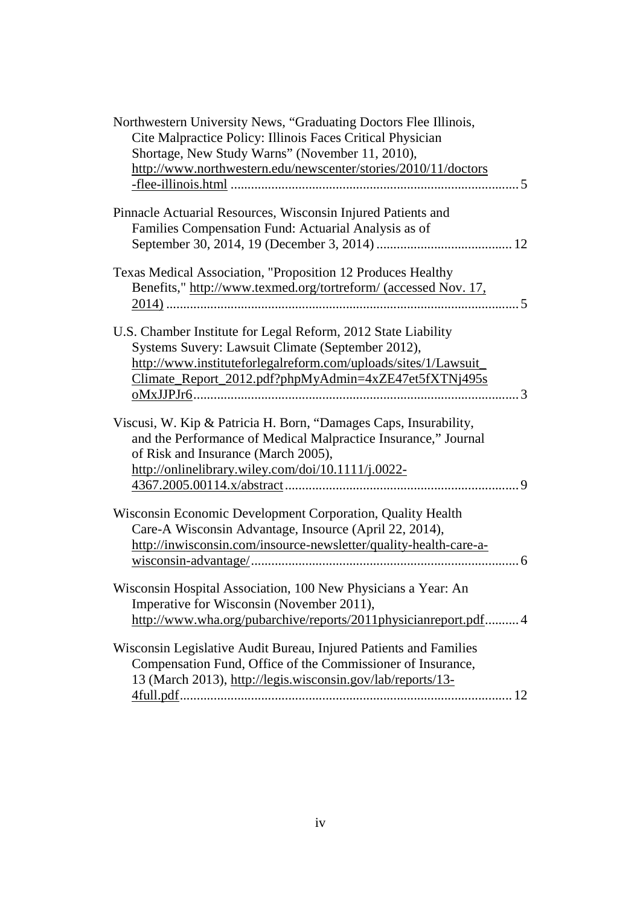Northwestern University News, "Graduating Doctors Flee Illinois, Cite Malpractice Policy: Illinois Faces Critical Physician Shortage, New Study Warns" (November 11, 2010), http://www.northwestern.edu/newscenter/stories/2010/11/doctors-flee-illinois.html .................................................................................... 5

Pinnacle Actuarial Resources, Wisconsin Injured Patients and Families Compensation Fund: Actuarial Analysis as of September 30, 2014, 19 (December 3, 2014) ........................................ 12

Texas Medical Association, "Proposition 12 Produces Healthy Benefits," http://www.texmed.org/tortreform/ (accessed Nov. 17, 2014) ....................................................................................................... 5

U.S. Chamber Institute for Legal Reform, 2012 State Liability Systems Suvery: Lawsuit Climate (September 2012), http://www.instituteforlegalreform.com/uploads/sites/1/Lawsuit_Climate_Report_2012.pdf?phpMyAdmin=4xZE47et5fXTNj495soMxJJPJr6............................................................................................... 3

Viscusi, W. Kip & Patricia H. Born, "Damages Caps, Insurability, and the Performance of Medical Malpractice Insurance," Journal of Risk and Insurance (March 2005), http://onlinelibrary.wiley.com/doi/10.1111/j.0022-4367.2005.00114.x/abstract .................................................................... 9

Wisconsin Economic Development Corporation, Quality Health Care-A Wisconsin Advantage, Insource (April 22, 2014), http://inwisconsin.com/insource-newsletter/quality-health-care-a-wisconsin-advantage/.............................................................................. 6

Wisconsin Hospital Association, 100 New Physicians a Year: An Imperative for Wisconsin (November 2011), http://www.wha.org/pubarchive/reports/2011physicianreport.pdf.......... 4

Wisconsin Legislative Audit Bureau, Injured Patients and Families Compensation Fund, Office of the Commissioner of Insurance, 13 (March 2013), http://legis.wisconsin.gov/lab/reports/13-4full.pdf................................................................................................. 12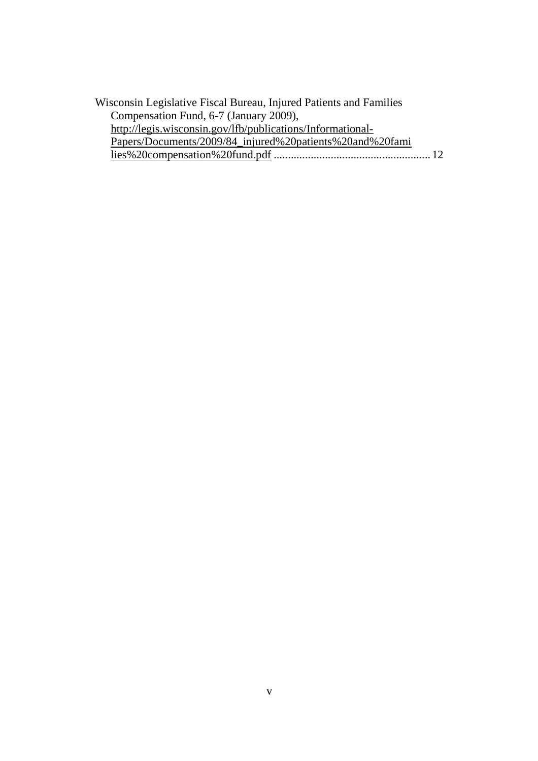Wisconsin Legislative Fiscal Bureau, Injured Patients and Families Compensation Fund, 6-7 (January 2009), http://legis.wisconsin.gov/lfb/publications/Informational-Papers/Documents/2009/84_injured%20patients%20and%20families%20compensation%20fund.pdf ........................................................ 12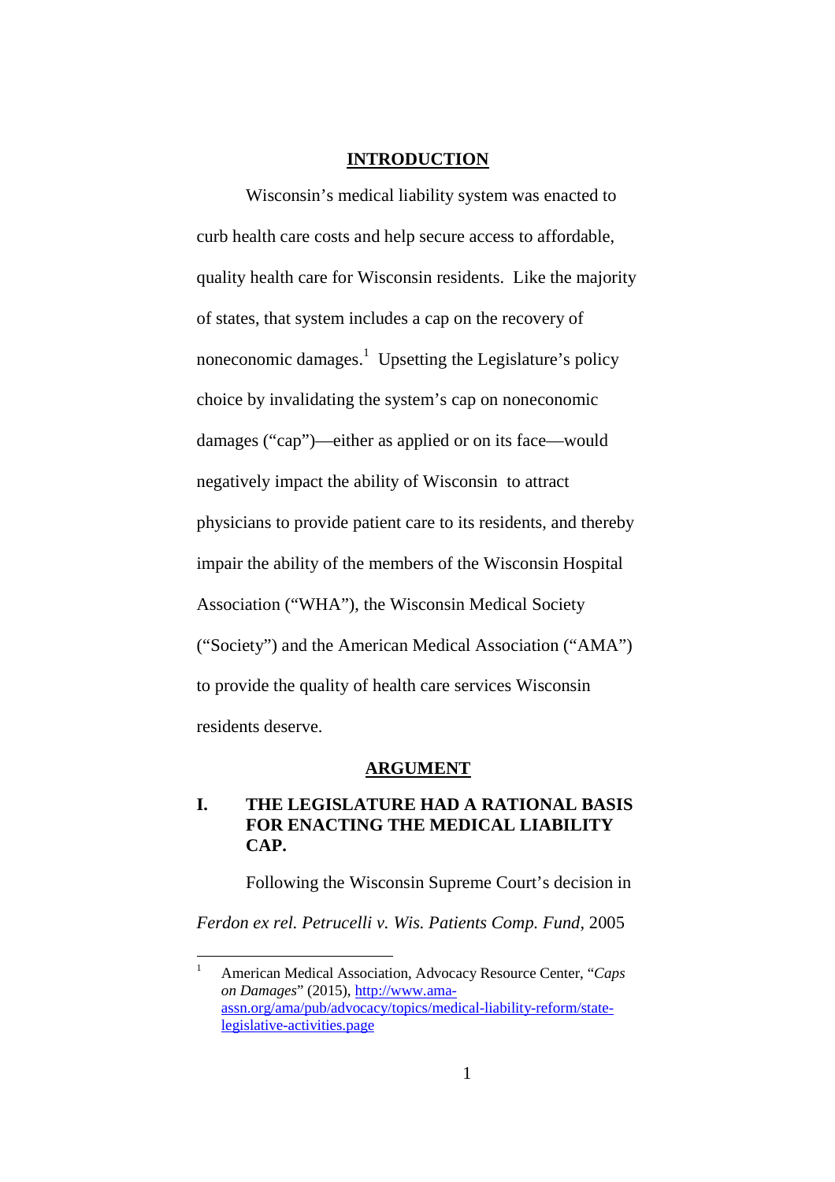## INTRODUCTION

Wisconsin's medical liability system was enacted to curb health care costs and help secure access to affordable, quality health care for Wisconsin residents. Like the majority of states, that system includes a cap on the recovery of noneconomic damages.[1] Upsetting the Legislature's policy choice by invalidating the system's cap on noneconomic damages ("cap")—either as applied or on its face—would negatively impact the ability of Wisconsin to attract physicians to provide patient care to its residents, and thereby impair the ability of the members of the Wisconsin Hospital Association ("WHA"), the Wisconsin Medical Society ("Society") and the American Medical Association ("AMA") to provide the quality of health care services Wisconsin residents deserve.

## ARGUMENT

### I. THE LEGISLATURE HAD A RATIONAL BASIS FOR ENACTING THE MEDICAL LIABILITY CAP.

Following the Wisconsin Supreme Court's decision in *Ferdon ex rel. Petrucelli v. Wis. Patients Comp. Fund*, 2005

---

[1] American Medical Association, Advocacy Resource Center, "*Caps on Damages*" (2015), http://www.ama-assn.org/ama/pub/advocacy/topics/medical-liability-reform/state-legislative-activities.page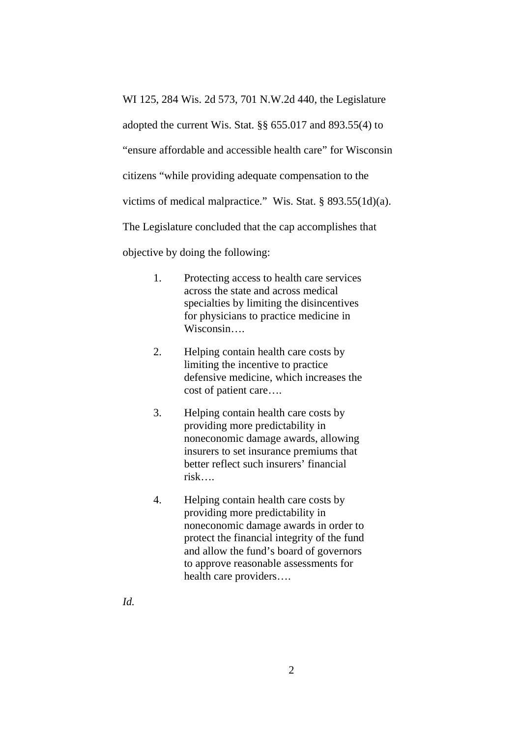WI 125, 284 Wis. 2d 573, 701 N.W.2d 440, the Legislature adopted the current Wis. Stat. §§ 655.017 and 893.55(4) to "ensure affordable and accessible health care" for Wisconsin citizens "while providing adequate compensation to the victims of medical malpractice." Wis. Stat. § 893.55(1d)(a). The Legislature concluded that the cap accomplishes that objective by doing the following:

> 1. Protecting access to health care services across the state and across medical specialties by limiting the disincentives for physicians to practice medicine in Wisconsin….
>
> 2. Helping contain health care costs by limiting the incentive to practice defensive medicine, which increases the cost of patient care….
>
> 3. Helping contain health care costs by providing more predictability in noneconomic damage awards, allowing insurers to set insurance premiums that better reflect such insurers' financial risk….
>
> 4. Helping contain health care costs by providing more predictability in noneconomic damage awards in order to protect the financial integrity of the fund and allow the fund's board of governors to approve reasonable assessments for health care providers….

*Id.*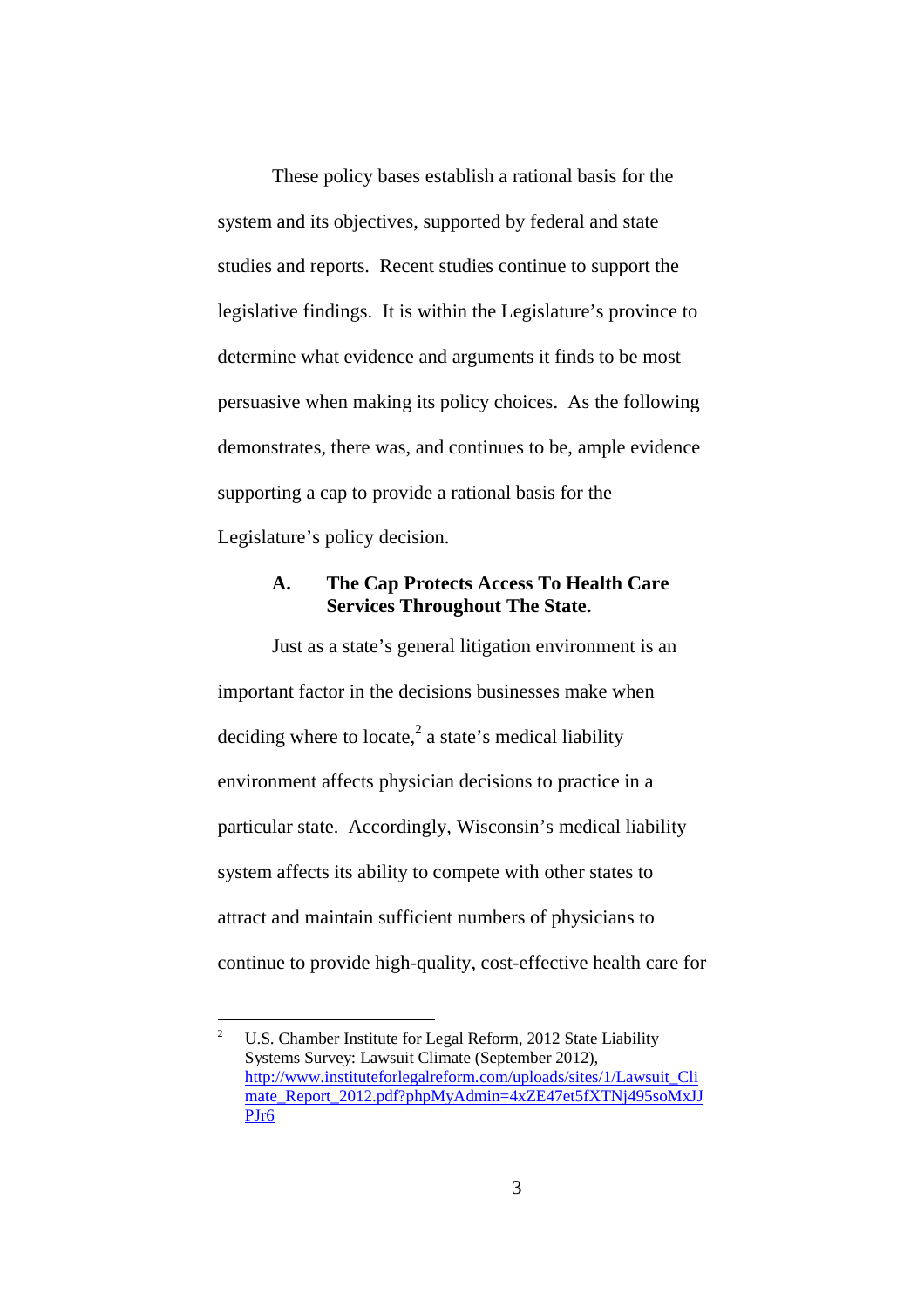These policy bases establish a rational basis for the system and its objectives, supported by federal and state studies and reports. Recent studies continue to support the legislative findings. It is within the Legislature's province to determine what evidence and arguments it finds to be most persuasive when making its policy choices. As the following demonstrates, there was, and continues to be, ample evidence supporting a cap to provide a rational basis for the Legislature's policy decision.

### A. The Cap Protects Access To Health Care Services Throughout The State.

Just as a state's general litigation environment is an important factor in the decisions businesses make when deciding where to locate,[2] a state's medical liability environment affects physician decisions to practice in a particular state. Accordingly, Wisconsin's medical liability system affects its ability to compete with other states to attract and maintain sufficient numbers of physicians to continue to provide high-quality, cost-effective health care for

---

[2] U.S. Chamber Institute for Legal Reform, 2012 State Liability Systems Survey: Lawsuit Climate (September 2012), http://www.instituteforlegalreform.com/uploads/sites/1/Lawsuit_Climate_Report_2012.pdf?phpMyAdmin=4xZE47et5fXTNj495soMxJJPJr6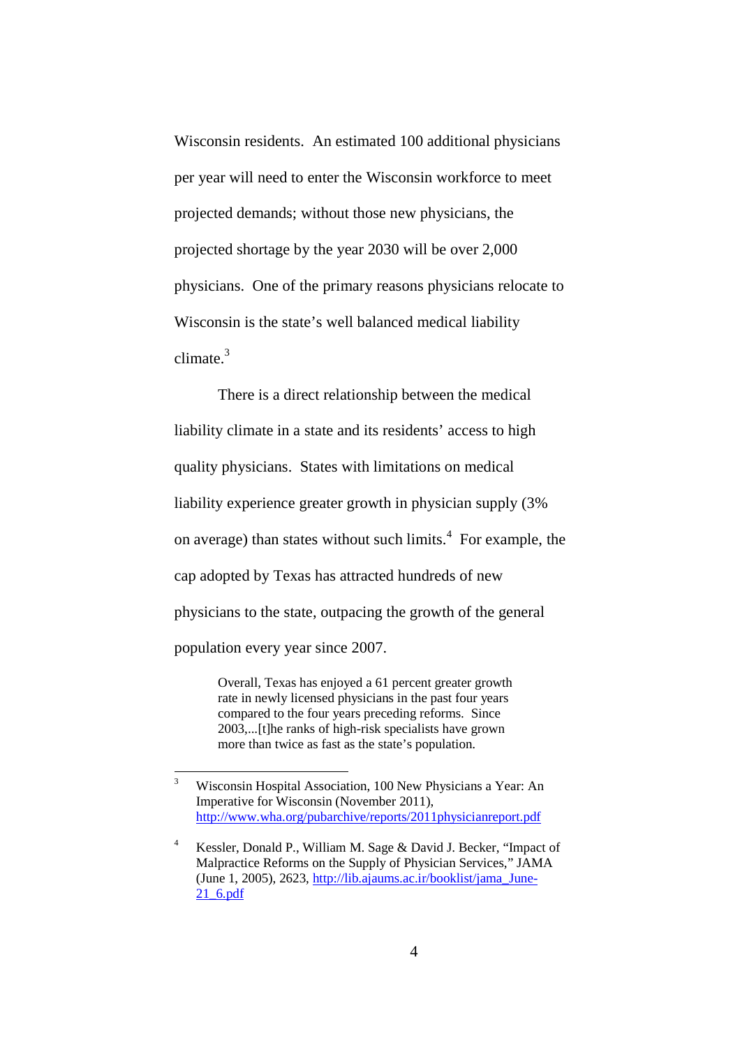Wisconsin residents. An estimated 100 additional physicians per year will need to enter the Wisconsin workforce to meet projected demands; without those new physicians, the projected shortage by the year 2030 will be over 2,000 physicians. One of the primary reasons physicians relocate to Wisconsin is the state's well balanced medical liability climate.[3]

There is a direct relationship between the medical liability climate in a state and its residents' access to high quality physicians. States with limitations on medical liability experience greater growth in physician supply (3% on average) than states without such limits.[4] For example, the cap adopted by Texas has attracted hundreds of new physicians to the state, outpacing the growth of the general population every year since 2007.

> Overall, Texas has enjoyed a 61 percent greater growth rate in newly licensed physicians in the past four years compared to the four years preceding reforms. Since 2003,...[t]he ranks of high-risk specialists have grown more than twice as fast as the state's population.

---

[3] Wisconsin Hospital Association, 100 New Physicians a Year: An Imperative for Wisconsin (November 2011), http://www.wha.org/pubarchive/reports/2011physicianreport.pdf

[4] Kessler, Donald P., William M. Sage & David J. Becker, "Impact of Malpractice Reforms on the Supply of Physician Services," JAMA (June 1, 2005), 2623, http://lib.ajaums.ac.ir/booklist/jama_June-21_6.pdf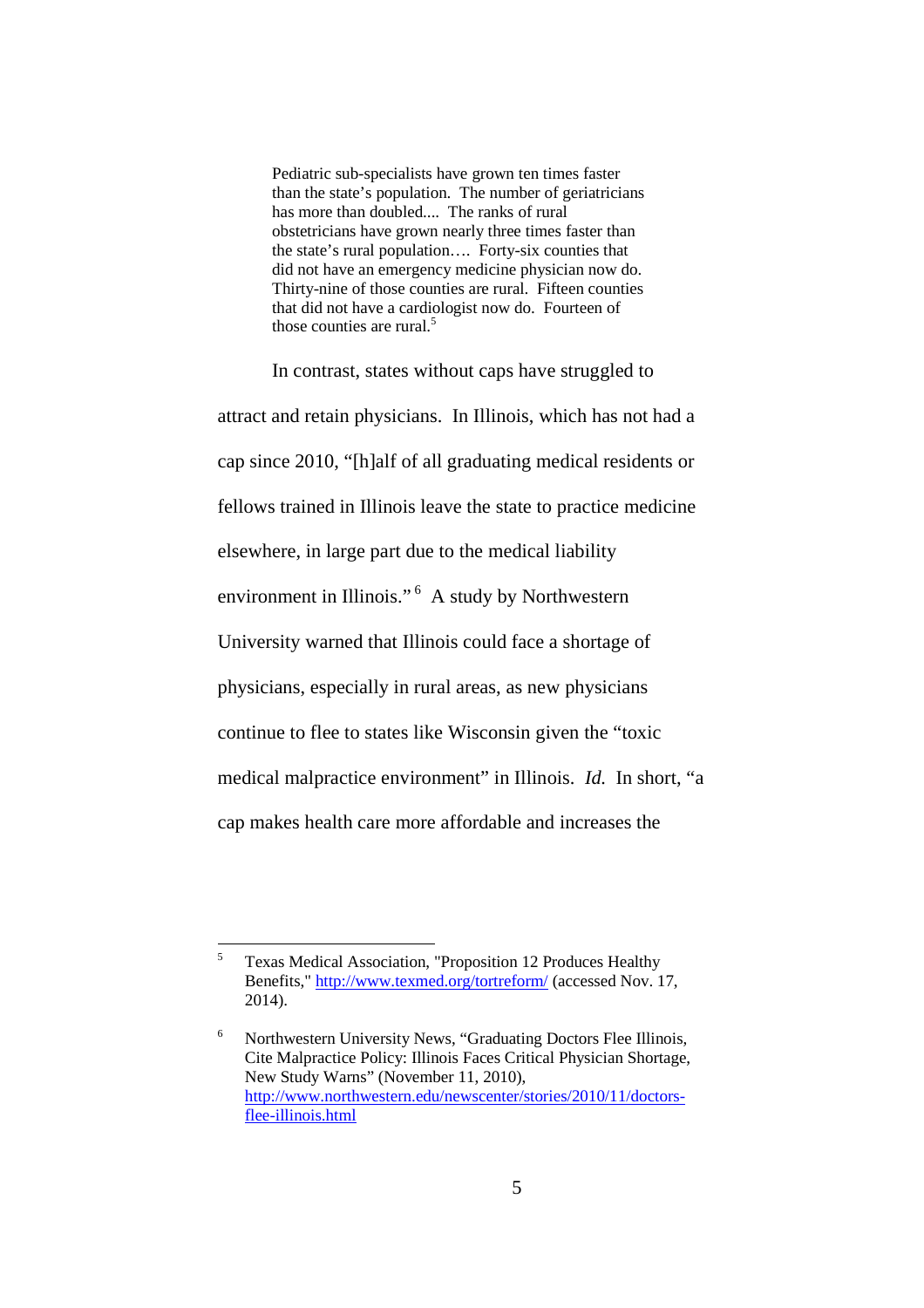> Pediatric sub-specialists have grown ten times faster than the state's population. The number of geriatricians has more than doubled.... The ranks of rural obstetricians have grown nearly three times faster than the state's rural population…. Forty-six counties that did not have an emergency medicine physician now do. Thirty-nine of those counties are rural. Fifteen counties that did not have a cardiologist now do. Fourteen of those counties are rural.[5]

In contrast, states without caps have struggled to attract and retain physicians. In Illinois, which has not had a cap since 2010, "[h]alf of all graduating medical residents or fellows trained in Illinois leave the state to practice medicine elsewhere, in large part due to the medical liability environment in Illinois."[6] A study by Northwestern University warned that Illinois could face a shortage of physicians, especially in rural areas, as new physicians continue to flee to states like Wisconsin given the "toxic medical malpractice environment" in Illinois. *Id.* In short, "a cap makes health care more affordable and increases the

---

[5] Texas Medical Association, "Proposition 12 Produces Healthy Benefits," http://www.texmed.org/tortreform/ (accessed Nov. 17, 2014).

[6] Northwestern University News, "Graduating Doctors Flee Illinois, Cite Malpractice Policy: Illinois Faces Critical Physician Shortage, New Study Warns" (November 11, 2010), http://www.northwestern.edu/newscenter/stories/2010/11/doctors-flee-illinois.html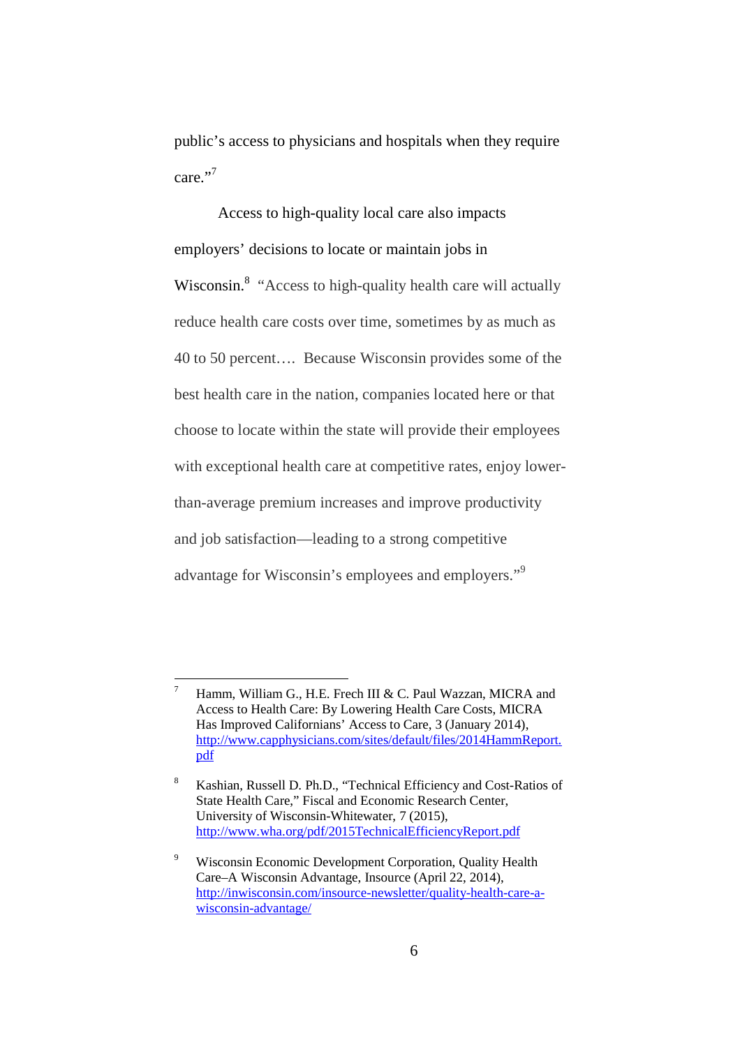public's access to physicians and hospitals when they require care."[7]

Access to high-quality local care also impacts employers' decisions to locate or maintain jobs in Wisconsin.[8] "Access to high-quality health care will actually reduce health care costs over time, sometimes by as much as 40 to 50 percent…. Because Wisconsin provides some of the best health care in the nation, companies located here or that choose to locate within the state will provide their employees with exceptional health care at competitive rates, enjoy lower-than-average premium increases and improve productivity and job satisfaction—leading to a strong competitive advantage for Wisconsin's employees and employers."[9]

---

[7] Hamm, William G., H.E. Frech III & C. Paul Wazzan, MICRA and Access to Health Care: By Lowering Health Care Costs, MICRA Has Improved Californians' Access to Care, 3 (January 2014), http://www.capphysicians.com/sites/default/files/2014HammReport.pdf

[8] Kashian, Russell D. Ph.D., "Technical Efficiency and Cost-Ratios of State Health Care," Fiscal and Economic Research Center, University of Wisconsin-Whitewater, 7 (2015), http://www.wha.org/pdf/2015TechnicalEfficiencyReport.pdf

[9] Wisconsin Economic Development Corporation, Quality Health Care–A Wisconsin Advantage, Insource (April 22, 2014), http://inwisconsin.com/insource-newsletter/quality-health-care-a-wisconsin-advantage/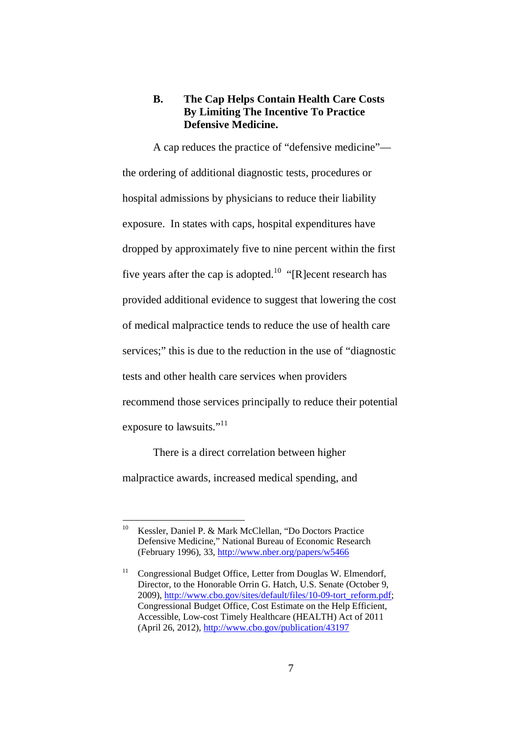### B. The Cap Helps Contain Health Care Costs By Limiting The Incentive To Practice Defensive Medicine.

A cap reduces the practice of "defensive medicine"—the ordering of additional diagnostic tests, procedures or hospital admissions by physicians to reduce their liability exposure. In states with caps, hospital expenditures have dropped by approximately five to nine percent within the first five years after the cap is adopted.[10] "[R]ecent research has provided additional evidence to suggest that lowering the cost of medical malpractice tends to reduce the use of health care services;" this is due to the reduction in the use of "diagnostic tests and other health care services when providers recommend those services principally to reduce their potential exposure to lawsuits."[11]

There is a direct correlation between higher malpractice awards, increased medical spending, and

---

[10] Kessler, Daniel P. & Mark McClellan, "Do Doctors Practice Defensive Medicine," National Bureau of Economic Research (February 1996), 33, http://www.nber.org/papers/w5466

[11] Congressional Budget Office, Letter from Douglas W. Elmendorf, Director, to the Honorable Orrin G. Hatch, U.S. Senate (October 9, 2009), http://www.cbo.gov/sites/default/files/10-09-tort_reform.pdf; Congressional Budget Office, Cost Estimate on the Help Efficient, Accessible, Low-cost Timely Healthcare (HEALTH) Act of 2011 (April 26, 2012), http://www.cbo.gov/publication/43197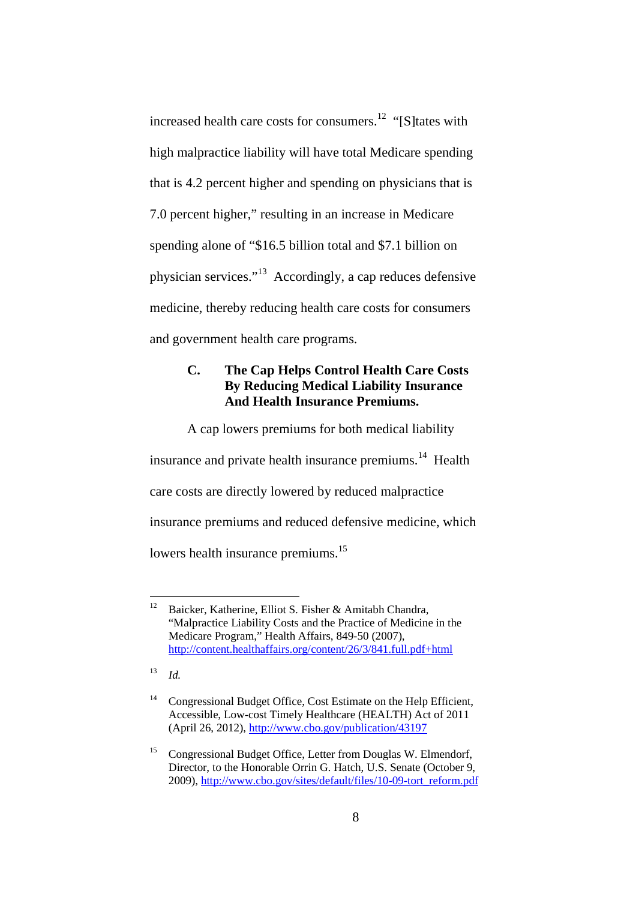increased health care costs for consumers.[12] "[S]tates with high malpractice liability will have total Medicare spending that is 4.2 percent higher and spending on physicians that is 7.0 percent higher," resulting in an increase in Medicare spending alone of "$16.5 billion total and $7.1 billion on physician services."[13] Accordingly, a cap reduces defensive medicine, thereby reducing health care costs for consumers and government health care programs.

### C. The Cap Helps Control Health Care Costs By Reducing Medical Liability Insurance And Health Insurance Premiums.

A cap lowers premiums for both medical liability insurance and private health insurance premiums.[14] Health care costs are directly lowered by reduced malpractice insurance premiums and reduced defensive medicine, which lowers health insurance premiums.[15]

---

[12] Baicker, Katherine, Elliot S. Fisher & Amitabh Chandra, "Malpractice Liability Costs and the Practice of Medicine in the Medicare Program," Health Affairs, 849-50 (2007), http://content.healthaffairs.org/content/26/3/841.full.pdf+html

[13] *Id.*

[14] Congressional Budget Office, Cost Estimate on the Help Efficient, Accessible, Low-cost Timely Healthcare (HEALTH) Act of 2011 (April 26, 2012), http://www.cbo.gov/publication/43197

[15] Congressional Budget Office, Letter from Douglas W. Elmendorf, Director, to the Honorable Orrin G. Hatch, U.S. Senate (October 9, 2009), http://www.cbo.gov/sites/default/files/10-09-tort_reform.pdf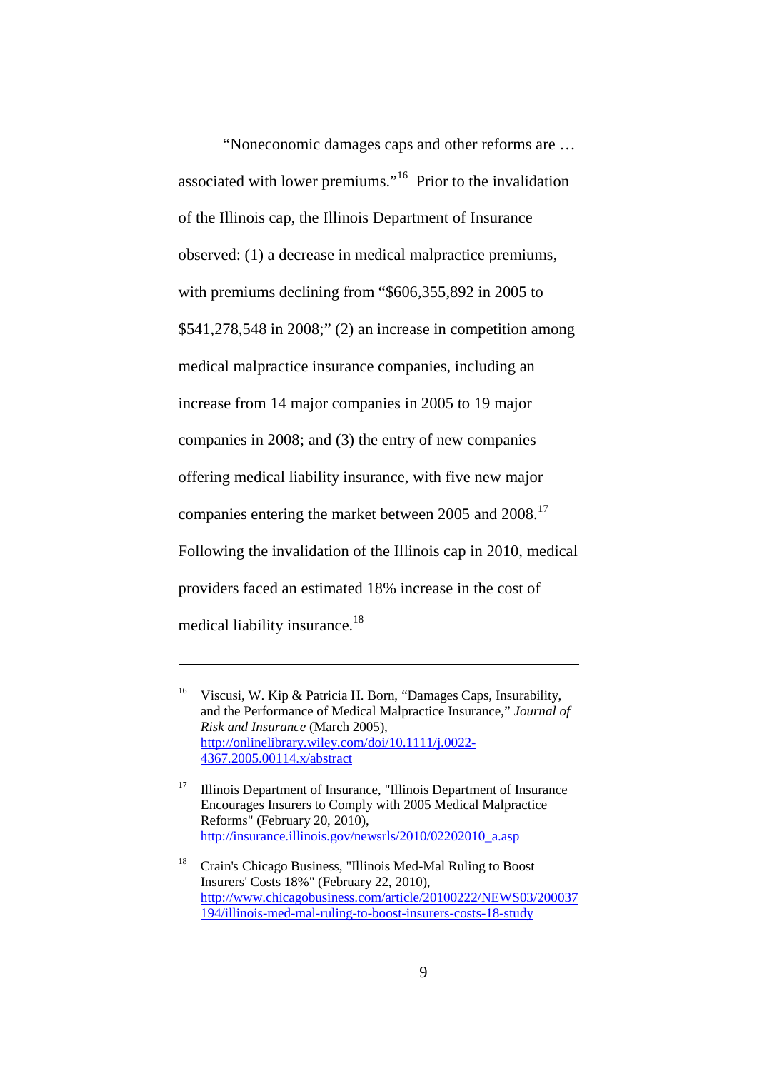"Noneconomic damages caps and other reforms are … associated with lower premiums."[16] Prior to the invalidation of the Illinois cap, the Illinois Department of Insurance observed: (1) a decrease in medical malpractice premiums, with premiums declining from "$606,355,892 in 2005 to $541,278,548 in 2008;" (2) an increase in competition among medical malpractice insurance companies, including an increase from 14 major companies in 2005 to 19 major companies in 2008; and (3) the entry of new companies offering medical liability insurance, with five new major companies entering the market between 2005 and 2008.[17] Following the invalidation of the Illinois cap in 2010, medical providers faced an estimated 18% increase in the cost of medical liability insurance.[18]

---

[16] Viscusi, W. Kip & Patricia H. Born, "Damages Caps, Insurability, and the Performance of Medical Malpractice Insurance," *Journal of Risk and Insurance* (March 2005), http://onlinelibrary.wiley.com/doi/10.1111/j.0022-4367.2005.00114.x/abstract

[17] Illinois Department of Insurance, "Illinois Department of Insurance Encourages Insurers to Comply with 2005 Medical Malpractice Reforms" (February 20, 2010), http://insurance.illinois.gov/newsrls/2010/02202010_a.asp

[18] Crain's Chicago Business, "Illinois Med-Mal Ruling to Boost Insurers' Costs 18%" (February 22, 2010), http://www.chicagobusiness.com/article/20100222/NEWS03/200037194/illinois-med-mal-ruling-to-boost-insurers-costs-18-study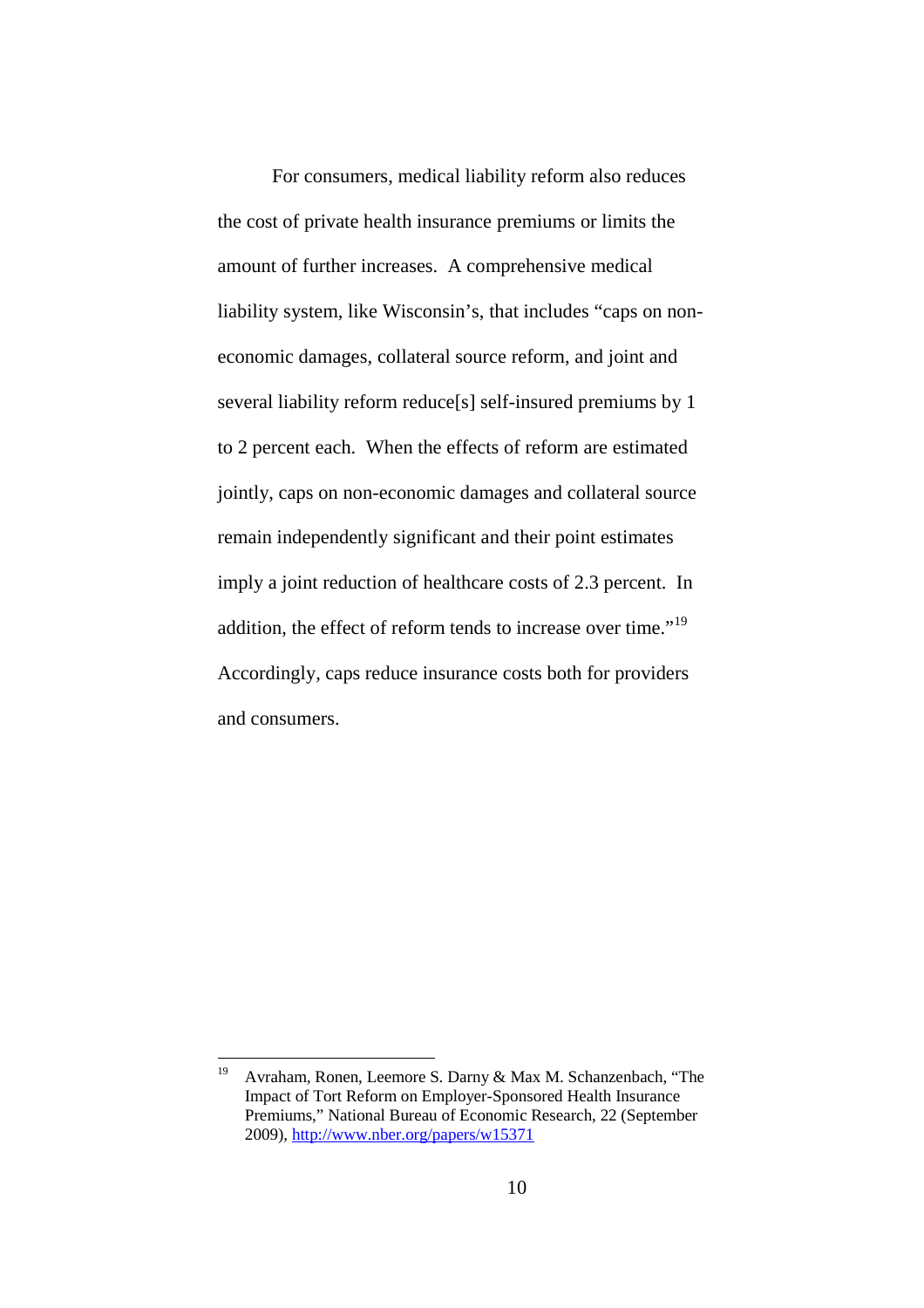For consumers, medical liability reform also reduces the cost of private health insurance premiums or limits the amount of further increases. A comprehensive medical liability system, like Wisconsin's, that includes "caps on non-economic damages, collateral source reform, and joint and several liability reform reduce[s] self-insured premiums by 1 to 2 percent each. When the effects of reform are estimated jointly, caps on non-economic damages and collateral source remain independently significant and their point estimates imply a joint reduction of healthcare costs of 2.3 percent. In addition, the effect of reform tends to increase over time."[19] Accordingly, caps reduce insurance costs both for providers and consumers.

---

[19] Avraham, Ronen, Leemore S. Darny & Max M. Schanzenbach, "The Impact of Tort Reform on Employer-Sponsored Health Insurance Premiums," National Bureau of Economic Research, 22 (September 2009), http://www.nber.org/papers/w15371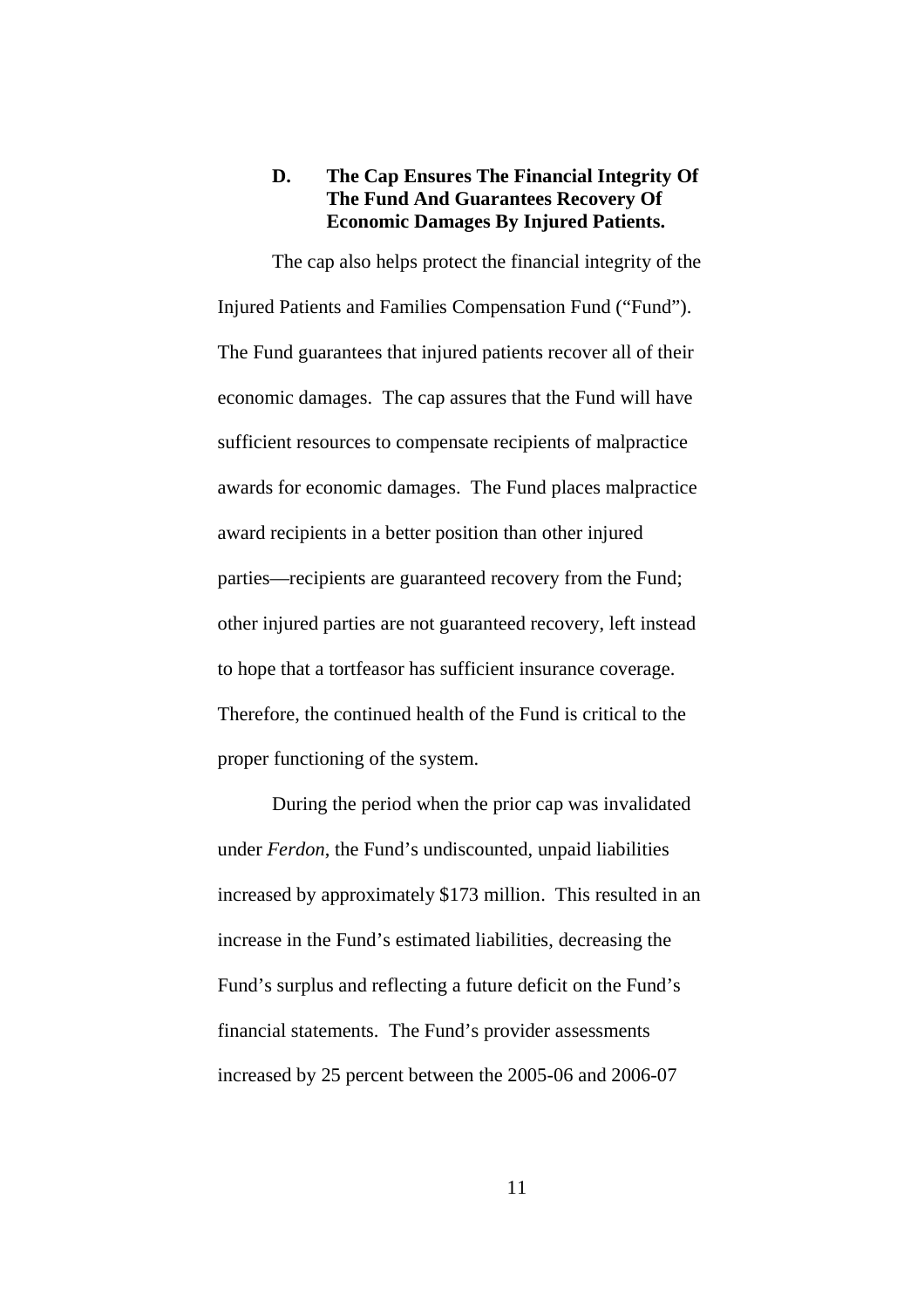### D. The Cap Ensures The Financial Integrity Of The Fund And Guarantees Recovery Of Economic Damages By Injured Patients.

The cap also helps protect the financial integrity of the Injured Patients and Families Compensation Fund ("Fund"). The Fund guarantees that injured patients recover all of their economic damages. The cap assures that the Fund will have sufficient resources to compensate recipients of malpractice awards for economic damages. The Fund places malpractice award recipients in a better position than other injured parties—recipients are guaranteed recovery from the Fund; other injured parties are not guaranteed recovery, left instead to hope that a tortfeasor has sufficient insurance coverage. Therefore, the continued health of the Fund is critical to the proper functioning of the system.

During the period when the prior cap was invalidated under *Ferdon*, the Fund's undiscounted, unpaid liabilities increased by approximately $173 million. This resulted in an increase in the Fund's estimated liabilities, decreasing the Fund's surplus and reflecting a future deficit on the Fund's financial statements. The Fund's provider assessments increased by 25 percent between the 2005-06 and 2006-07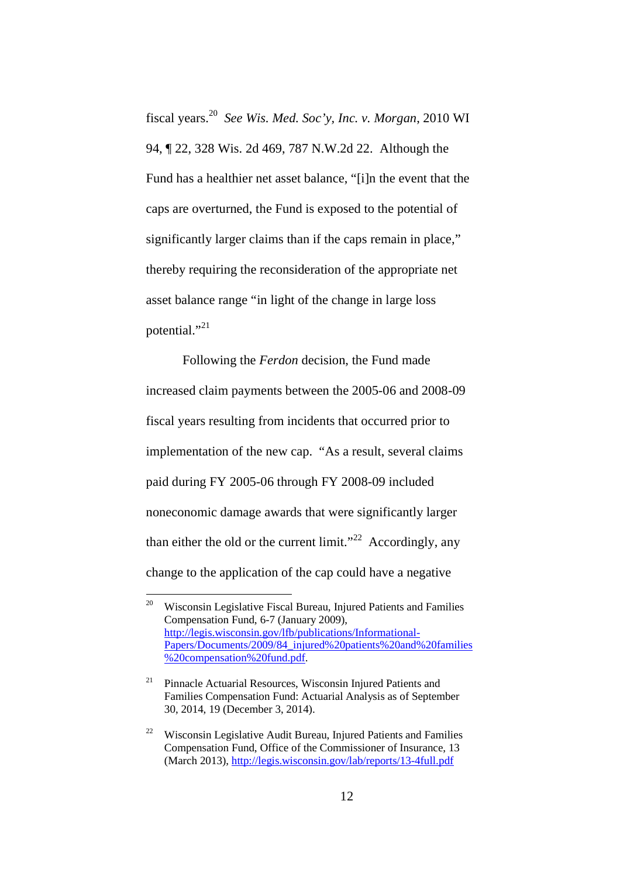fiscal years.[20] *See Wis. Med. Soc'y, Inc. v. Morgan*, 2010 WI 94, ¶ 22, 328 Wis. 2d 469, 787 N.W.2d 22. Although the Fund has a healthier net asset balance, "[i]n the event that the caps are overturned, the Fund is exposed to the potential of significantly larger claims than if the caps remain in place," thereby requiring the reconsideration of the appropriate net asset balance range "in light of the change in large loss potential."[21]

Following the *Ferdon* decision, the Fund made increased claim payments between the 2005-06 and 2008-09 fiscal years resulting from incidents that occurred prior to implementation of the new cap. "As a result, several claims paid during FY 2005-06 through FY 2008-09 included noneconomic damage awards that were significantly larger than either the old or the current limit."[22] Accordingly, any change to the application of the cap could have a negative

---

[20] Wisconsin Legislative Fiscal Bureau, Injured Patients and Families Compensation Fund, 6-7 (January 2009), http://legis.wisconsin.gov/lfb/publications/Informational-Papers/Documents/2009/84_injured%20patients%20and%20families%20compensation%20fund.pdf.

[21] Pinnacle Actuarial Resources, Wisconsin Injured Patients and Families Compensation Fund: Actuarial Analysis as of September 30, 2014, 19 (December 3, 2014).

[22] Wisconsin Legislative Audit Bureau, Injured Patients and Families Compensation Fund, Office of the Commissioner of Insurance, 13 (March 2013), http://legis.wisconsin.gov/lab/reports/13-4full.pdf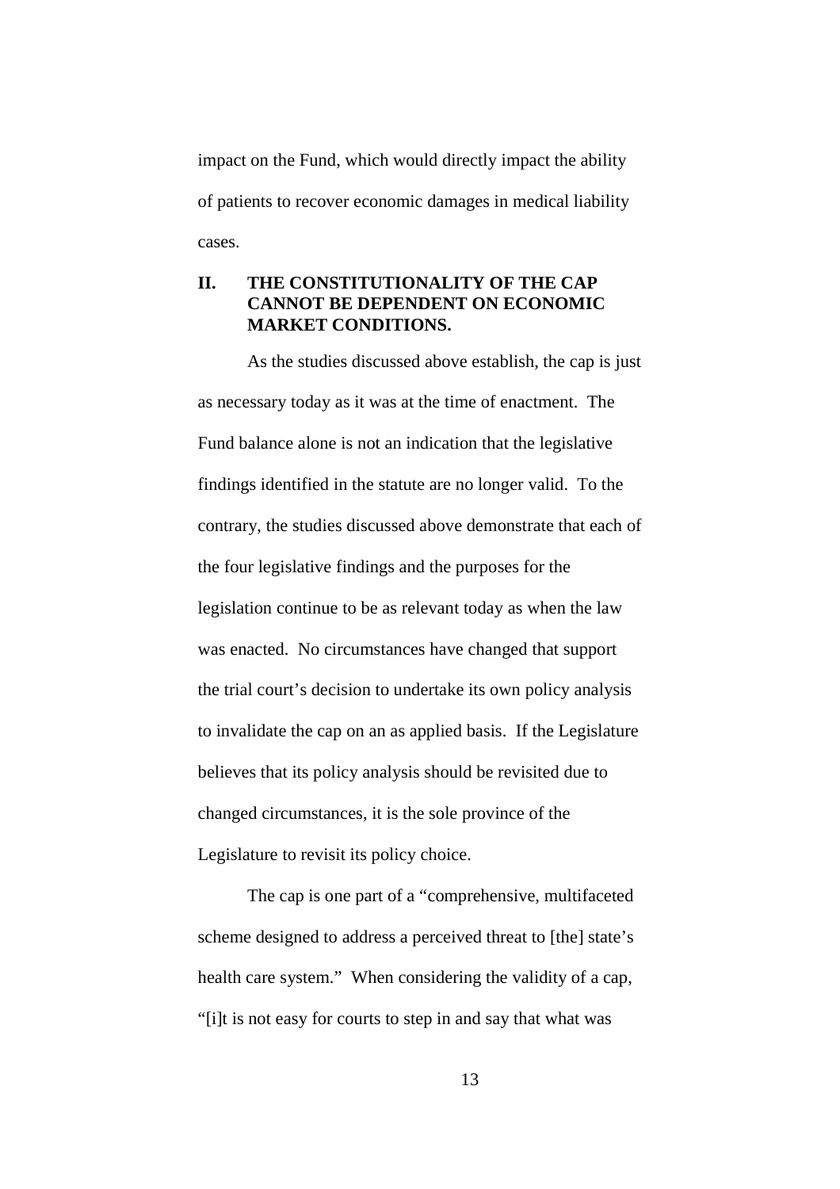impact on the Fund, which would directly impact the ability of patients to recover economic damages in medical liability cases.

## II. THE CONSTITUTIONALITY OF THE CAP CANNOT BE DEPENDENT ON ECONOMIC MARKET CONDITIONS.

As the studies discussed above establish, the cap is just as necessary today as it was at the time of enactment. The Fund balance alone is not an indication that the legislative findings identified in the statute are no longer valid. To the contrary, the studies discussed above demonstrate that each of the four legislative findings and the purposes for the legislation continue to be as relevant today as when the law was enacted. No circumstances have changed that support the trial court's decision to undertake its own policy analysis to invalidate the cap on an as applied basis. If the Legislature believes that its policy analysis should be revisited due to changed circumstances, it is the sole province of the Legislature to revisit its policy choice.

The cap is one part of a "comprehensive, multifaceted scheme designed to address a perceived threat to [the] state's health care system." When considering the validity of a cap, "[i]t is not easy for courts to step in and say that what was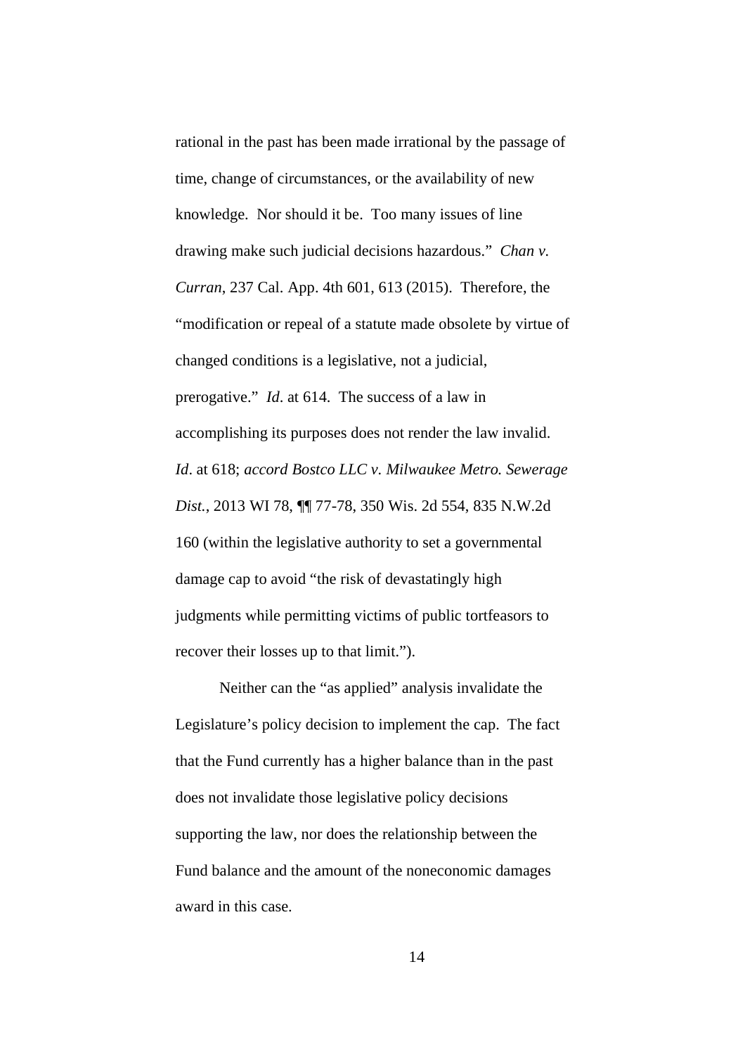rational in the past has been made irrational by the passage of time, change of circumstances, or the availability of new knowledge. Nor should it be. Too many issues of line drawing make such judicial decisions hazardous." *Chan v. Curran*, 237 Cal. App. 4th 601, 613 (2015). Therefore, the "modification or repeal of a statute made obsolete by virtue of changed conditions is a legislative, not a judicial, prerogative." *Id*. at 614. The success of a law in accomplishing its purposes does not render the law invalid. *Id*. at 618; *accord Bostco LLC v. Milwaukee Metro. Sewerage Dist.*, 2013 WI 78, ¶¶ 77-78, 350 Wis. 2d 554, 835 N.W.2d 160 (within the legislative authority to set a governmental damage cap to avoid "the risk of devastatingly high judgments while permitting victims of public tortfeasors to recover their losses up to that limit.").

Neither can the "as applied" analysis invalidate the Legislature's policy decision to implement the cap. The fact that the Fund currently has a higher balance than in the past does not invalidate those legislative policy decisions supporting the law, nor does the relationship between the Fund balance and the amount of the noneconomic damages award in this case.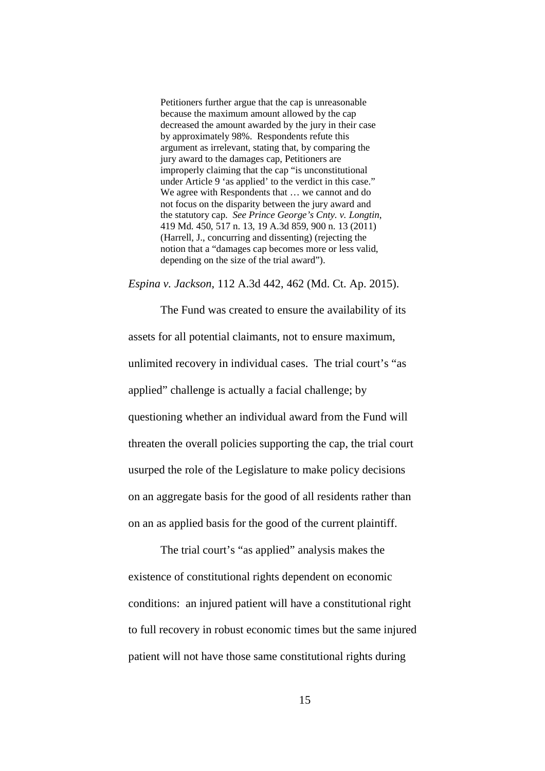> Petitioners further argue that the cap is unreasonable because the maximum amount allowed by the cap decreased the amount awarded by the jury in their case by approximately 98%. Respondents refute this argument as irrelevant, stating that, by comparing the jury award to the damages cap, Petitioners are improperly claiming that the cap "is unconstitutional under Article 9 'as applied' to the verdict in this case." We agree with Respondents that … we cannot and do not focus on the disparity between the jury award and the statutory cap. *See Prince George's Cnty. v. Longtin*, 419 Md. 450, 517 n. 13, 19 A.3d 859, 900 n. 13 (2011) (Harrell, J., concurring and dissenting) (rejecting the notion that a "damages cap becomes more or less valid, depending on the size of the trial award").

*Espina v. Jackson*, 112 A.3d 442, 462 (Md. Ct. Ap. 2015).

The Fund was created to ensure the availability of its assets for all potential claimants, not to ensure maximum, unlimited recovery in individual cases. The trial court's "as applied" challenge is actually a facial challenge; by questioning whether an individual award from the Fund will threaten the overall policies supporting the cap, the trial court usurped the role of the Legislature to make policy decisions on an aggregate basis for the good of all residents rather than on an as applied basis for the good of the current plaintiff.

The trial court's "as applied" analysis makes the existence of constitutional rights dependent on economic conditions: an injured patient will have a constitutional right to full recovery in robust economic times but the same injured patient will not have those same constitutional rights during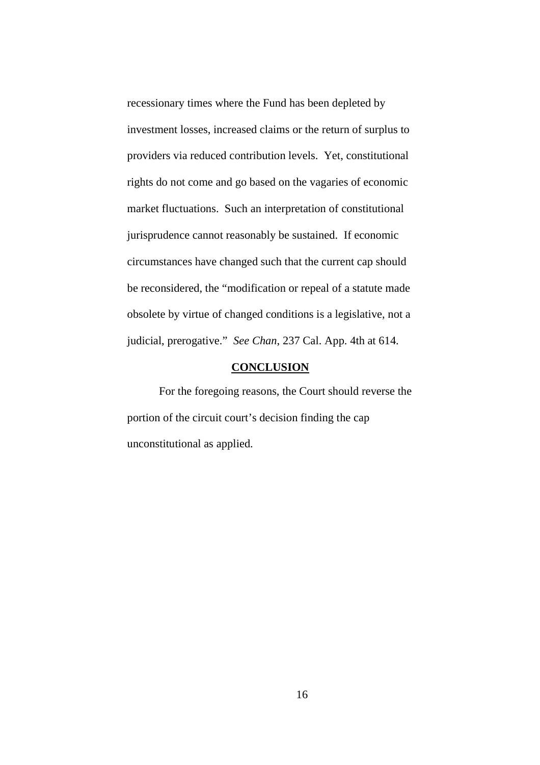recessionary times where the Fund has been depleted by investment losses, increased claims or the return of surplus to providers via reduced contribution levels. Yet, constitutional rights do not come and go based on the vagaries of economic market fluctuations. Such an interpretation of constitutional jurisprudence cannot reasonably be sustained. If economic circumstances have changed such that the current cap should be reconsidered, the "modification or repeal of a statute made obsolete by virtue of changed conditions is a legislative, not a judicial, prerogative." *See Chan*, 237 Cal. App. 4th at 614.

## **CONCLUSION**

For the foregoing reasons, the Court should reverse the portion of the circuit court's decision finding the cap unconstitutional as applied.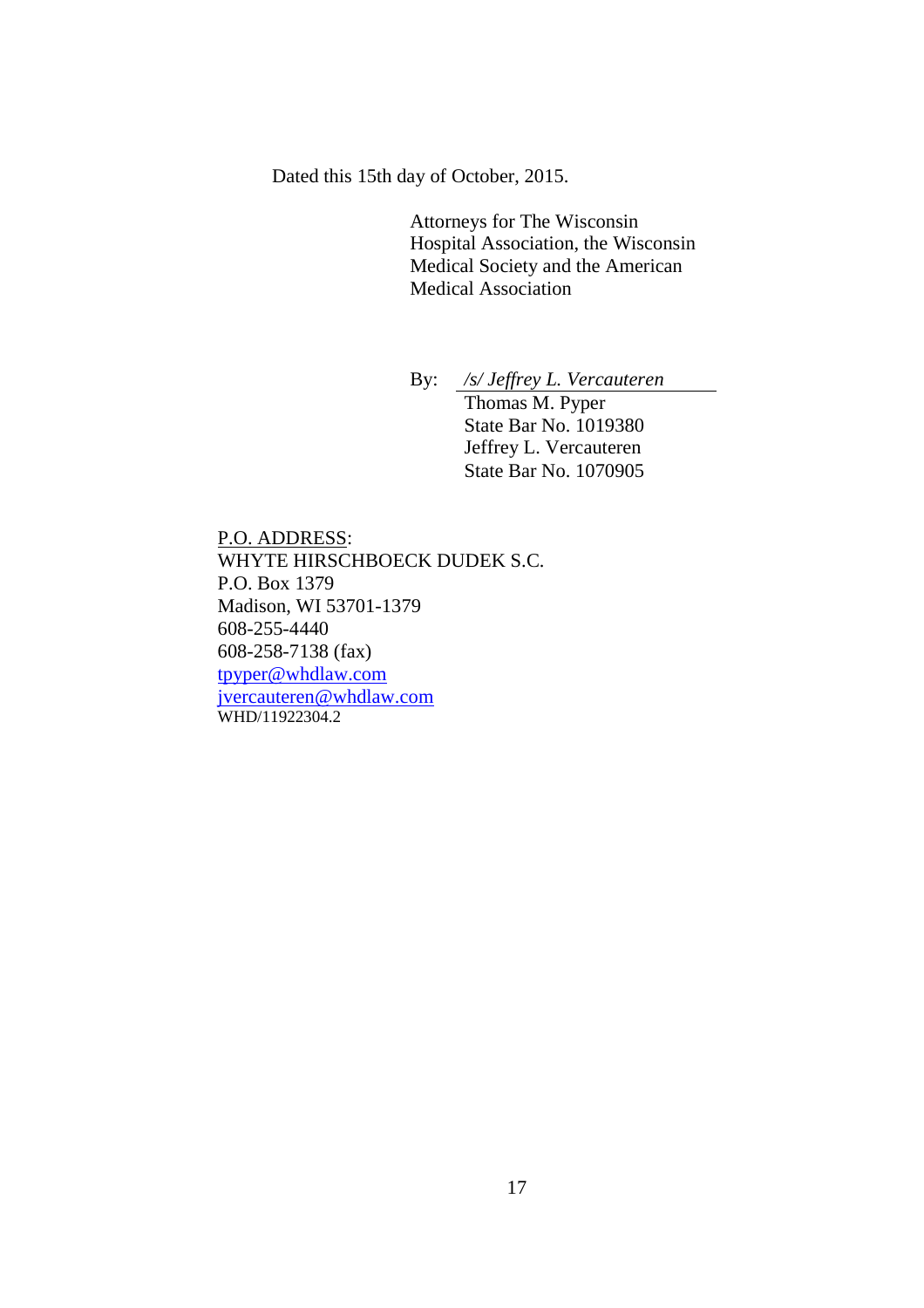Dated this 15th day of October, 2015.

Attorneys for The Wisconsin Hospital Association, the Wisconsin Medical Society and the American Medical Association

By: *<u>/s/ Jeffrey L. Vercauteren</u>*
Thomas M. Pyper
State Bar No. 1019380
Jeffrey L. Vercauteren
State Bar No. 1070905

<u>P.O. ADDRESS</u>:
WHYTE HIRSCHBOECK DUDEK S.C.
P.O. Box 1379
Madison, WI 53701-1379
608-255-4440
608-258-7138 (fax)
tpyper@whdlaw.com
jvercauteren@whdlaw.com
WHD/11922304.2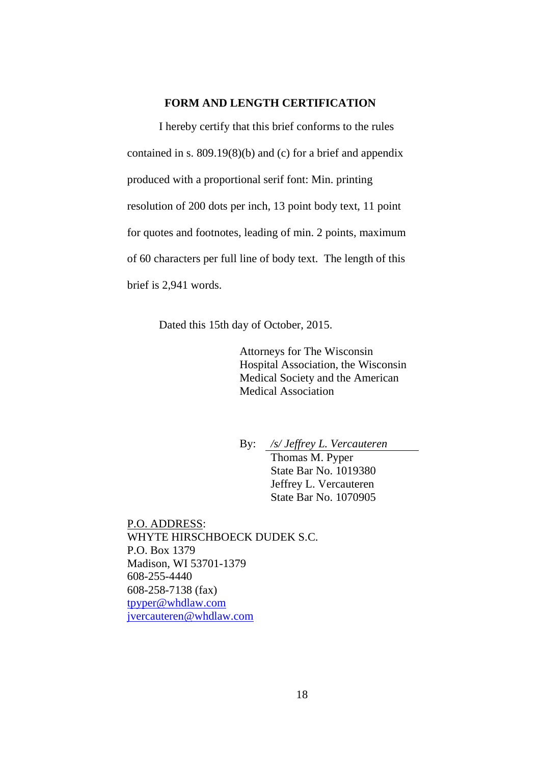## FORM AND LENGTH CERTIFICATION

I hereby certify that this brief conforms to the rules contained in s. 809.19(8)(b) and (c) for a brief and appendix produced with a proportional serif font: Min. printing resolution of 200 dots per inch, 13 point body text, 11 point for quotes and footnotes, leading of min. 2 points, maximum of 60 characters per full line of body text. The length of this brief is 2,941 words.

Dated this 15th day of October, 2015.

Attorneys for The Wisconsin Hospital Association, the Wisconsin Medical Society and the American Medical Association

By: */s/ Jeffrey L. Vercauteren*
Thomas M. Pyper
State Bar No. 1019380
Jeffrey L. Vercauteren
State Bar No. 1070905

P.O. ADDRESS:
WHYTE HIRSCHBOECK DUDEK S.C.
P.O. Box 1379
Madison, WI 53701-1379
608-255-4440
608-258-7138 (fax)
tpyper@whdlaw.com
jvercauteren@whdlaw.com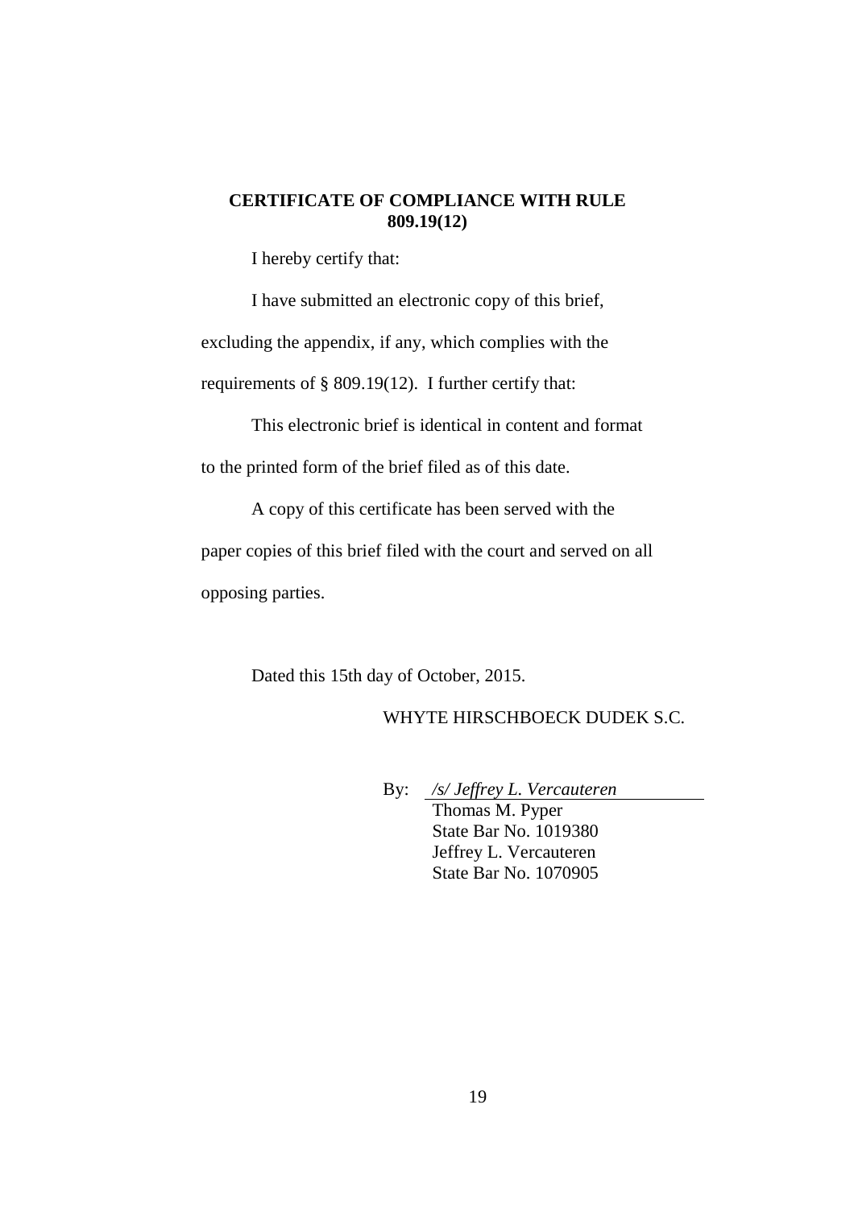**CERTIFICATE OF COMPLIANCE WITH RULE 809.19(12)**

I hereby certify that:

I have submitted an electronic copy of this brief, excluding the appendix, if any, which complies with the requirements of § 809.19(12). I further certify that:

This electronic brief is identical in content and format to the printed form of the brief filed as of this date.

A copy of this certificate has been served with the paper copies of this brief filed with the court and served on all opposing parties.

Dated this 15th day of October, 2015.

WHYTE HIRSCHBOECK DUDEK S.C.

By: *&#47;s&#47; Jeffrey L. Vercauteren*
Thomas M. Pyper
State Bar No. 1019380
Jeffrey L. Vercauteren
State Bar No. 1070905